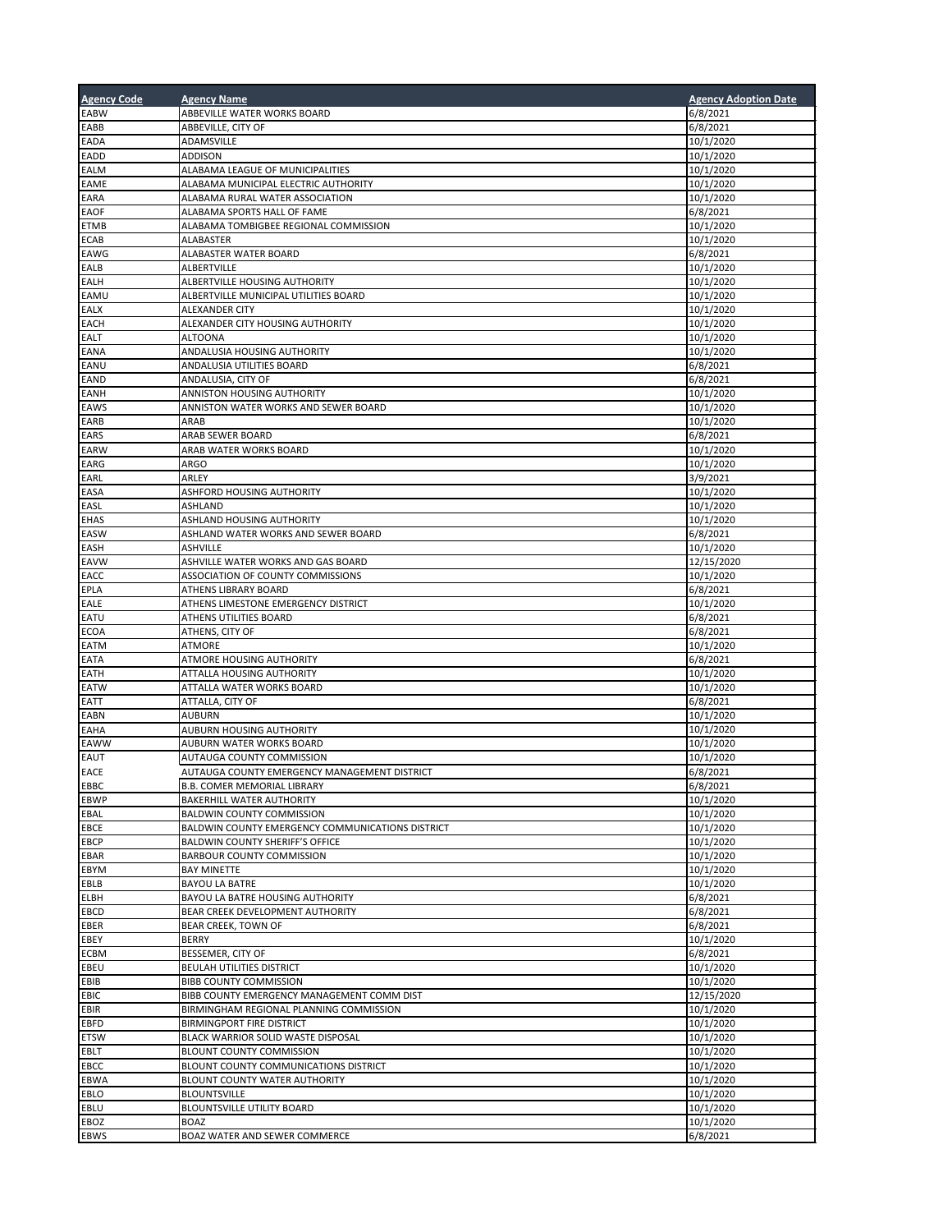| Agency Code | Agency Name | Agency Adoption Date |
|---|---|---|
| EABW | ABBEVILLE WATER WORKS BOARD | 6/8/2021 |
| EABB | ABBEVILLE, CITY OF | 6/8/2021 |
| EADA | ADAMSVILLE | 10/1/2020 |
| EADD | ADDISON | 10/1/2020 |
| EALM | ALABAMA LEAGUE OF MUNICIPALITIES | 10/1/2020 |
| EAME | ALABAMA MUNICIPAL ELECTRIC AUTHORITY | 10/1/2020 |
| EARA | ALABAMA RURAL WATER ASSOCIATION | 10/1/2020 |
| EAOF | ALABAMA SPORTS HALL OF FAME | 6/8/2021 |
| ETMB | ALABAMA TOMBIGBEE REGIONAL COMMISSION | 10/1/2020 |
| ECAB | ALABASTER | 10/1/2020 |
| EAWG | ALABASTER WATER BOARD | 6/8/2021 |
| EALB | ALBERTVILLE | 10/1/2020 |
| EALH | ALBERTVILLE HOUSING AUTHORITY | 10/1/2020 |
| EAMU | ALBERTVILLE MUNICIPAL UTILITIES BOARD | 10/1/2020 |
| EALX | ALEXANDER CITY | 10/1/2020 |
| EACH | ALEXANDER CITY HOUSING AUTHORITY | 10/1/2020 |
| EALT | ALTOONA | 10/1/2020 |
| EANA | ANDALUSIA HOUSING AUTHORITY | 10/1/2020 |
| EANU | ANDALUSIA UTILITIES BOARD | 6/8/2021 |
| EAND | ANDALUSIA, CITY OF | 6/8/2021 |
| EANH | ANNISTON HOUSING AUTHORITY | 10/1/2020 |
| EAWS | ANNISTON WATER WORKS AND SEWER BOARD | 10/1/2020 |
| EARB | ARAB | 10/1/2020 |
| EARS | ARAB SEWER BOARD | 6/8/2021 |
| EARW | ARAB WATER WORKS BOARD | 10/1/2020 |
| EARG | ARGO | 10/1/2020 |
| EARL | ARLEY | 3/9/2021 |
| EASA | ASHFORD HOUSING AUTHORITY | 10/1/2020 |
| EASL | ASHLAND | 10/1/2020 |
| EHAS | ASHLAND HOUSING AUTHORITY | 10/1/2020 |
| EASW | ASHLAND WATER WORKS AND SEWER BOARD | 6/8/2021 |
| EASH | ASHVILLE | 10/1/2020 |
| EAVW | ASHVILLE WATER WORKS AND GAS BOARD | 12/15/2020 |
| EACC | ASSOCIATION OF COUNTY COMMISSIONS | 10/1/2020 |
| EPLA | ATHENS LIBRARY BOARD | 6/8/2021 |
| EALE | ATHENS LIMESTONE EMERGENCY DISTRICT | 10/1/2020 |
| EATU | ATHENS UTILITIES BOARD | 6/8/2021 |
| ECOA | ATHENS, CITY OF | 6/8/2021 |
| EATM | ATMORE | 10/1/2020 |
| EATA | ATMORE HOUSING AUTHORITY | 6/8/2021 |
| EATH | ATTALLA HOUSING AUTHORITY | 10/1/2020 |
| EATW | ATTALLA WATER WORKS BOARD | 10/1/2020 |
| EATT | ATTALLA, CITY OF | 6/8/2021 |
| EABN | AUBURN | 10/1/2020 |
| EAHA | AUBURN HOUSING AUTHORITY | 10/1/2020 |
| EAWW | AUBURN WATER WORKS BOARD | 10/1/2020 |
| EAUT | AUTAUGA COUNTY COMMISSION | 10/1/2020 |
| EACE | AUTAUGA COUNTY EMERGENCY MANAGEMENT DISTRICT | 6/8/2021 |
| EBBC | B.B. COMER MEMORIAL LIBRARY | 6/8/2021 |
| EBWP | BAKERHILL WATER AUTHORITY | 10/1/2020 |
| EBAL | BALDWIN COUNTY COMMISSION | 10/1/2020 |
| EBCE | BALDWIN COUNTY EMERGENCY COMMUNICATIONS DISTRICT | 10/1/2020 |
| EBCP | BALDWIN COUNTY SHERIFF'S OFFICE | 10/1/2020 |
| EBAR | BARBOUR COUNTY COMMISSION | 10/1/2020 |
| EBYM | BAY MINETTE | 10/1/2020 |
| EBLB | BAYOU LA BATRE | 10/1/2020 |
| ELBH | BAYOU LA BATRE HOUSING AUTHORITY | 6/8/2021 |
| EBCD | BEAR CREEK DEVELOPMENT AUTHORITY | 6/8/2021 |
| EBER | BEAR CREEK, TOWN OF | 6/8/2021 |
| EBEY | BERRY | 10/1/2020 |
| ECBM | BESSEMER, CITY OF | 6/8/2021 |
| EBEU | BEULAH UTILITIES DISTRICT | 10/1/2020 |
| EBIB | BIBB COUNTY COMMISSION | 10/1/2020 |
| EBIC | BIBB COUNTY EMERGENCY MANAGEMENT COMM DIST | 12/15/2020 |
| EBIR | BIRMINGHAM REGIONAL PLANNING COMMISSION | 10/1/2020 |
| EBFD | BIRMINGPORT FIRE DISTRICT | 10/1/2020 |
| ETSW | BLACK WARRIOR SOLID WASTE DISPOSAL | 10/1/2020 |
| EBLT | BLOUNT COUNTY COMMISSION | 10/1/2020 |
| EBCC | BLOUNT COUNTY COMMUNICATIONS DISTRICT | 10/1/2020 |
| EBWA | BLOUNT COUNTY WATER AUTHORITY | 10/1/2020 |
| EBLO | BLOUNTSVILLE | 10/1/2020 |
| EBLU | BLOUNTSVILLE UTILITY BOARD | 10/1/2020 |
| EBOZ | BOAZ | 10/1/2020 |
| EBWS | BOAZ WATER AND SEWER COMMERCE | 6/8/2021 |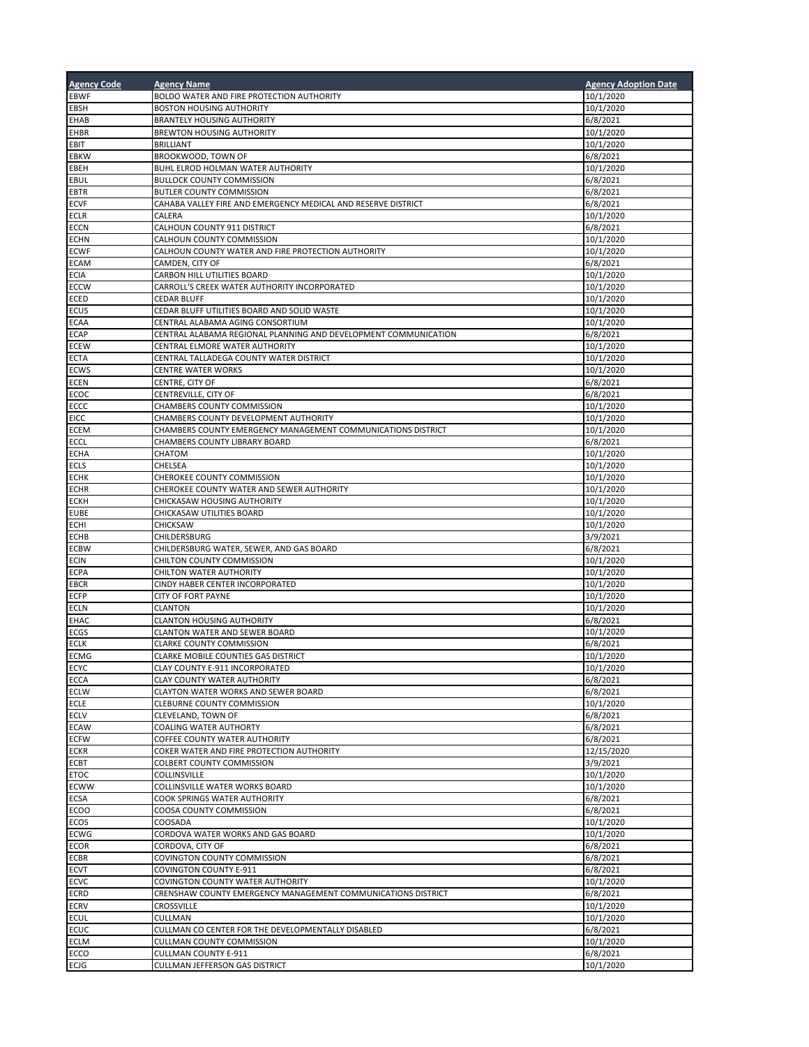| Agency Code | Agency Name | Agency Adoption Date |
| --- | --- | --- |
| EBWF | BOLDO WATER AND FIRE PROTECTION AUTHORITY | 10/1/2020 |
| EBSH | BOSTON HOUSING AUTHORITY | 10/1/2020 |
| EHAB | BRANTELY HOUSING AUTHORITY | 6/8/2021 |
| EHBR | BREWTON HOUSING AUTHORITY | 10/1/2020 |
| EBIT | BRILLIANT | 10/1/2020 |
| EBKW | BROOKWOOD, TOWN OF | 6/8/2021 |
| EBEH | BUHL ELROD HOLMAN WATER AUTHORITY | 10/1/2020 |
| EBUL | BULLOCK COUNTY COMMISSION | 6/8/2021 |
| EBTR | BUTLER COUNTY COMMISSION | 6/8/2021 |
| ECVF | CAHABA VALLEY FIRE AND EMERGENCY MEDICAL AND RESERVE DISTRICT | 6/8/2021 |
| ECLR | CALERA | 10/1/2020 |
| ECCN | CALHOUN COUNTY 911 DISTRICT | 6/8/2021 |
| ECHN | CALHOUN COUNTY COMMISSION | 10/1/2020 |
| ECWF | CALHOUN COUNTY WATER AND FIRE PROTECTION AUTHORITY | 10/1/2020 |
| ECAM | CAMDEN, CITY OF | 6/8/2021 |
| ECIA | CARBON HILL UTILITIES BOARD | 10/1/2020 |
| ECCW | CARROLL'S CREEK WATER AUTHORITY INCORPORATED | 10/1/2020 |
| ECED | CEDAR BLUFF | 10/1/2020 |
| ECUS | CEDAR BLUFF UTILITIES BOARD AND SOLID WASTE | 10/1/2020 |
| ECAA | CENTRAL ALABAMA AGING CONSORTIUM | 10/1/2020 |
| ECAP | CENTRAL ALABAMA REGIONAL PLANNING AND DEVELOPMENT COMMUNICATION | 6/8/2021 |
| ECEW | CENTRAL ELMORE WATER AUTHORITY | 10/1/2020 |
| ECTA | CENTRAL TALLADEGA COUNTY WATER DISTRICT | 10/1/2020 |
| ECWS | CENTRE WATER WORKS | 10/1/2020 |
| ECEN | CENTRE, CITY OF | 6/8/2021 |
| ECOC | CENTREVILLE, CITY OF | 6/8/2021 |
| ECCC | CHAMBERS COUNTY COMMISSION | 10/1/2020 |
| EICC | CHAMBERS COUNTY DEVELOPMENT AUTHORITY | 10/1/2020 |
| ECEM | CHAMBERS COUNTY EMERGENCY MANAGEMENT COMMUNICATIONS DISTRICT | 10/1/2020 |
| ECCL | CHAMBERS COUNTY LIBRARY BOARD | 6/8/2021 |
| ECHA | CHATOM | 10/1/2020 |
| ECLS | CHELSEA | 10/1/2020 |
| ECHK | CHEROKEE COUNTY COMMISSION | 10/1/2020 |
| ECHR | CHEROKEE COUNTY WATER AND SEWER AUTHORITY | 10/1/2020 |
| ECKH | CHICKASAW HOUSING AUTHORITY | 10/1/2020 |
| EUBE | CHICKASAW UTILITIES BOARD | 10/1/2020 |
| ECHI | CHICKSAW | 10/1/2020 |
| ECHB | CHILDERSBURG | 3/9/2021 |
| ECBW | CHILDERSBURG WATER, SEWER, AND GAS BOARD | 6/8/2021 |
| ECIN | CHILTON COUNTY COMMISSION | 10/1/2020 |
| ECPA | CHILTON WATER AUTHORITY | 10/1/2020 |
| EBCR | CINDY HABER CENTER INCORPORATED | 10/1/2020 |
| ECFP | CITY OF FORT PAYNE | 10/1/2020 |
| ECLN | CLANTON | 10/1/2020 |
| EHAC | CLANTON HOUSING AUTHORITY | 6/8/2021 |
| ECGS | CLANTON WATER AND SEWER BOARD | 10/1/2020 |
| ECLK | CLARKE COUNTY COMMISSION | 6/8/2021 |
| ECMG | CLARKE MOBILE COUNTIES GAS DISTRICT | 10/1/2020 |
| ECYC | CLAY COUNTY E-911 INCORPORATED | 10/1/2020 |
| ECCA | CLAY COUNTY WATER AUTHORITY | 6/8/2021 |
| ECLW | CLAYTON WATER WORKS AND SEWER BOARD | 6/8/2021 |
| ECLE | CLEBURNE COUNTY COMMISSION | 10/1/2020 |
| ECLV | CLEVELAND, TOWN OF | 6/8/2021 |
| ECAW | COALING WATER AUTHORTY | 6/8/2021 |
| ECFW | COFFEE COUNTY WATER AUTHORITY | 6/8/2021 |
| ECKR | COKER WATER AND FIRE PROTECTION AUTHORITY | 12/15/2020 |
| ECBT | COLBERT COUNTY COMMISSION | 3/9/2021 |
| ETOC | COLLINSVILLE | 10/1/2020 |
| ECWW | COLLINSVILLE WATER WORKS BOARD | 10/1/2020 |
| ECSA | COOK SPRINGS WATER AUTHORITY | 6/8/2021 |
| ECOO | COOSA COUNTY COMMISSION | 6/8/2021 |
| ECOS | COOSADA | 10/1/2020 |
| ECWG | CORDOVA WATER WORKS AND GAS BOARD | 10/1/2020 |
| ECOR | CORDOVA, CITY OF | 6/8/2021 |
| ECBR | COVINGTON COUNTY COMMISSION | 6/8/2021 |
| ECVT | COVINGTON COUNTY E-911 | 6/8/2021 |
| ECVC | COVINGTON COUNTY WATER AUTHORITY | 10/1/2020 |
| ECRD | CRENSHAW COUNTY EMERGENCY MANAGEMENT COMMUNICATIONS DISTRICT | 6/8/2021 |
| ECRV | CROSSVILLE | 10/1/2020 |
| ECUL | CULLMAN | 10/1/2020 |
| ECUC | CULLMAN CO CENTER FOR THE DEVELOPMENTALLY DISABLED | 6/8/2021 |
| ECLM | CULLMAN COUNTY COMMISSION | 10/1/2020 |
| ECCO | CULLMAN COUNTY E-911 | 6/8/2021 |
| ECJG | CULLMAN JEFFERSON GAS DISTRICT | 10/1/2020 |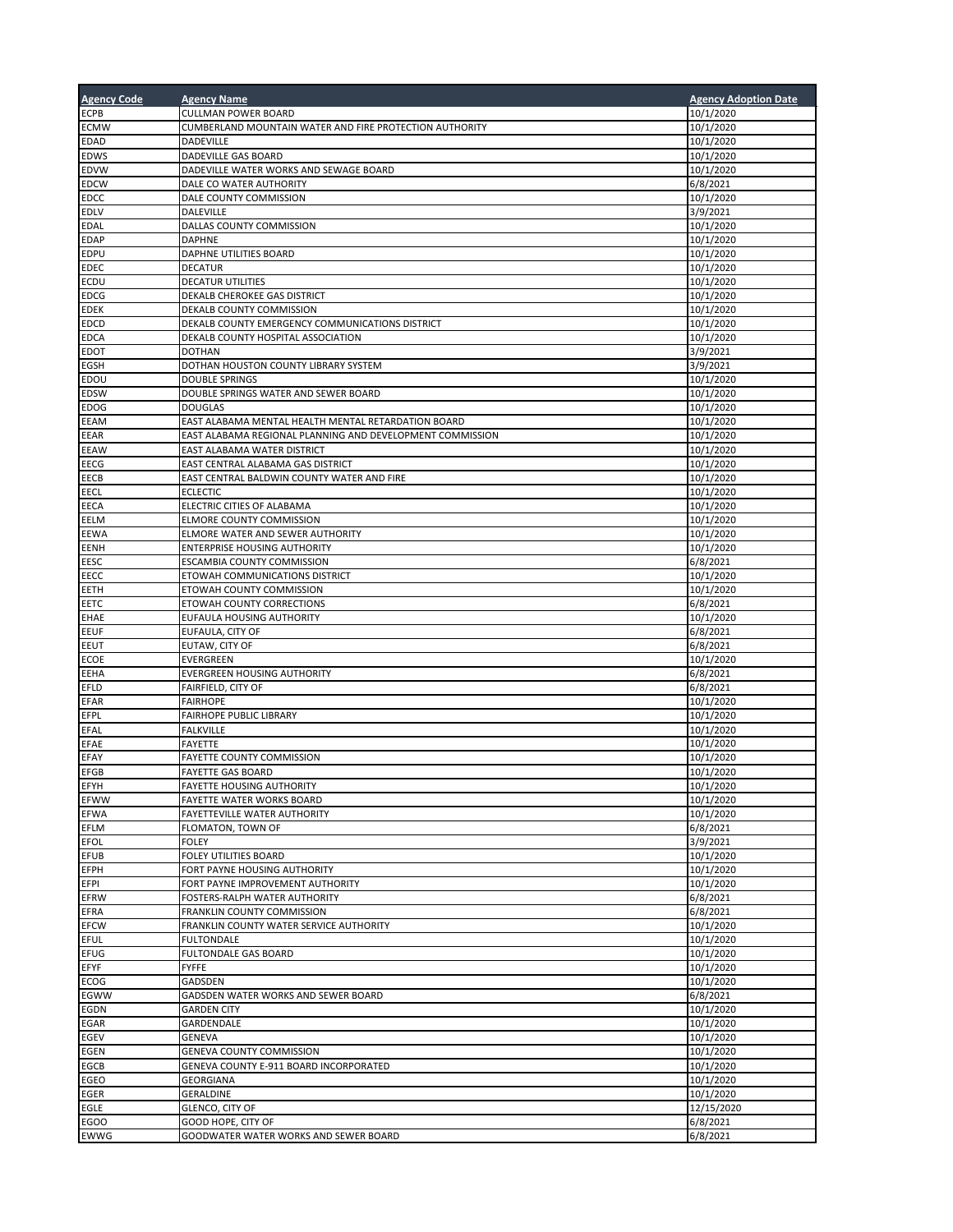| Agency Code | Agency Name | Agency Adoption Date |
|---|---|---|
| ECPB | CULLMAN POWER BOARD | 10/1/2020 |
| ECMW | CUMBERLAND MOUNTAIN WATER AND FIRE PROTECTION AUTHORITY | 10/1/2020 |
| EDAD | DADEVILLE | 10/1/2020 |
| EDWS | DADEVILLE GAS BOARD | 10/1/2020 |
| EDVW | DADEVILLE WATER WORKS AND SEWAGE BOARD | 10/1/2020 |
| EDCW | DALE CO WATER AUTHORITY | 6/8/2021 |
| EDCC | DALE COUNTY COMMISSION | 10/1/2020 |
| EDLV | DALEVILLE | 3/9/2021 |
| EDAL | DALLAS COUNTY COMMISSION | 10/1/2020 |
| EDAP | DAPHNE | 10/1/2020 |
| EDPU | DAPHNE UTILITIES BOARD | 10/1/2020 |
| EDEC | DECATUR | 10/1/2020 |
| ECDU | DECATUR UTILITIES | 10/1/2020 |
| EDCG | DEKALB CHEROKEE GAS DISTRICT | 10/1/2020 |
| EDEK | DEKALB COUNTY COMMISSION | 10/1/2020 |
| EDCD | DEKALB COUNTY EMERGENCY COMMUNICATIONS DISTRICT | 10/1/2020 |
| EDCA | DEKALB COUNTY HOSPITAL ASSOCIATION | 10/1/2020 |
| EDOT | DOTHAN | 3/9/2021 |
| EGSH | DOTHAN HOUSTON COUNTY LIBRARY SYSTEM | 3/9/2021 |
| EDOU | DOUBLE SPRINGS | 10/1/2020 |
| EDSW | DOUBLE SPRINGS WATER AND SEWER BOARD | 10/1/2020 |
| EDOG | DOUGLAS | 10/1/2020 |
| EEAM | EAST ALABAMA MENTAL HEALTH MENTAL RETARDATION BOARD | 10/1/2020 |
| EEAR | EAST ALABAMA REGIONAL PLANNING AND DEVELOPMENT COMMISSION | 10/1/2020 |
| EEAW | EAST ALABAMA WATER DISTRICT | 10/1/2020 |
| EECG | EAST CENTRAL ALABAMA GAS DISTRICT | 10/1/2020 |
| EECB | EAST CENTRAL BALDWIN COUNTY WATER AND FIRE | 10/1/2020 |
| EECL | ECLECTIC | 10/1/2020 |
| EECA | ELECTRIC CITIES OF ALABAMA | 10/1/2020 |
| EELM | ELMORE COUNTY COMMISSION | 10/1/2020 |
| EEWA | ELMORE WATER AND SEWER AUTHORITY | 10/1/2020 |
| EENH | ENTERPRISE HOUSING AUTHORITY | 10/1/2020 |
| EESC | ESCAMBIA COUNTY COMMISSION | 6/8/2021 |
| EECC | ETOWAH COMMUNICATIONS DISTRICT | 10/1/2020 |
| EETH | ETOWAH COUNTY COMMISSION | 10/1/2020 |
| EETC | ETOWAH COUNTY CORRECTIONS | 6/8/2021 |
| EHAE | EUFAULA HOUSING AUTHORITY | 10/1/2020 |
| EEUF | EUFAULA, CITY OF | 6/8/2021 |
| EEUT | EUTAW, CITY OF | 6/8/2021 |
| ECOE | EVERGREEN | 10/1/2020 |
| EEHA | EVERGREEN HOUSING AUTHORITY | 6/8/2021 |
| EFLD | FAIRFIELD, CITY OF | 6/8/2021 |
| EFAR | FAIRHOPE | 10/1/2020 |
| EFPL | FAIRHOPE PUBLIC LIBRARY | 10/1/2020 |
| EFAL | FALKVILLE | 10/1/2020 |
| EFAE | FAYETTE | 10/1/2020 |
| EFAY | FAYETTE COUNTY COMMISSION | 10/1/2020 |
| EFGB | FAYETTE GAS BOARD | 10/1/2020 |
| EFYH | FAYETTE HOUSING AUTHORITY | 10/1/2020 |
| EFWW | FAYETTE WATER WORKS BOARD | 10/1/2020 |
| EFWA | FAYETTEVILLE WATER AUTHORITY | 10/1/2020 |
| EFLM | FLOMATON, TOWN OF | 6/8/2021 |
| EFOL | FOLEY | 3/9/2021 |
| EFUB | FOLEY UTILITIES BOARD | 10/1/2020 |
| EFPH | FORT PAYNE HOUSING AUTHORITY | 10/1/2020 |
| EFPI | FORT PAYNE IMPROVEMENT AUTHORITY | 10/1/2020 |
| EFRW | FOSTERS-RALPH WATER AUTHORITY | 6/8/2021 |
| EFRA | FRANKLIN COUNTY COMMISSION | 6/8/2021 |
| EFCW | FRANKLIN COUNTY WATER SERVICE AUTHORITY | 10/1/2020 |
| EFUL | FULTONDALE | 10/1/2020 |
| EFUG | FULTONDALE GAS BOARD | 10/1/2020 |
| EFYF | FYFFE | 10/1/2020 |
| ECOG | GADSDEN | 10/1/2020 |
| EGWW | GADSDEN WATER WORKS AND SEWER BOARD | 6/8/2021 |
| EGDN | GARDEN CITY | 10/1/2020 |
| EGAR | GARDENDALE | 10/1/2020 |
| EGEV | GENEVA | 10/1/2020 |
| EGEN | GENEVA COUNTY COMMISSION | 10/1/2020 |
| EGCB | GENEVA COUNTY E-911 BOARD INCORPORATED | 10/1/2020 |
| EGEO | GEORGIANA | 10/1/2020 |
| EGER | GERALDINE | 10/1/2020 |
| EGLE | GLENCO, CITY OF | 12/15/2020 |
| EGOO | GOOD HOPE, CITY OF | 6/8/2021 |
| EWWG | GOODWATER WATER WORKS AND SEWER BOARD | 6/8/2021 |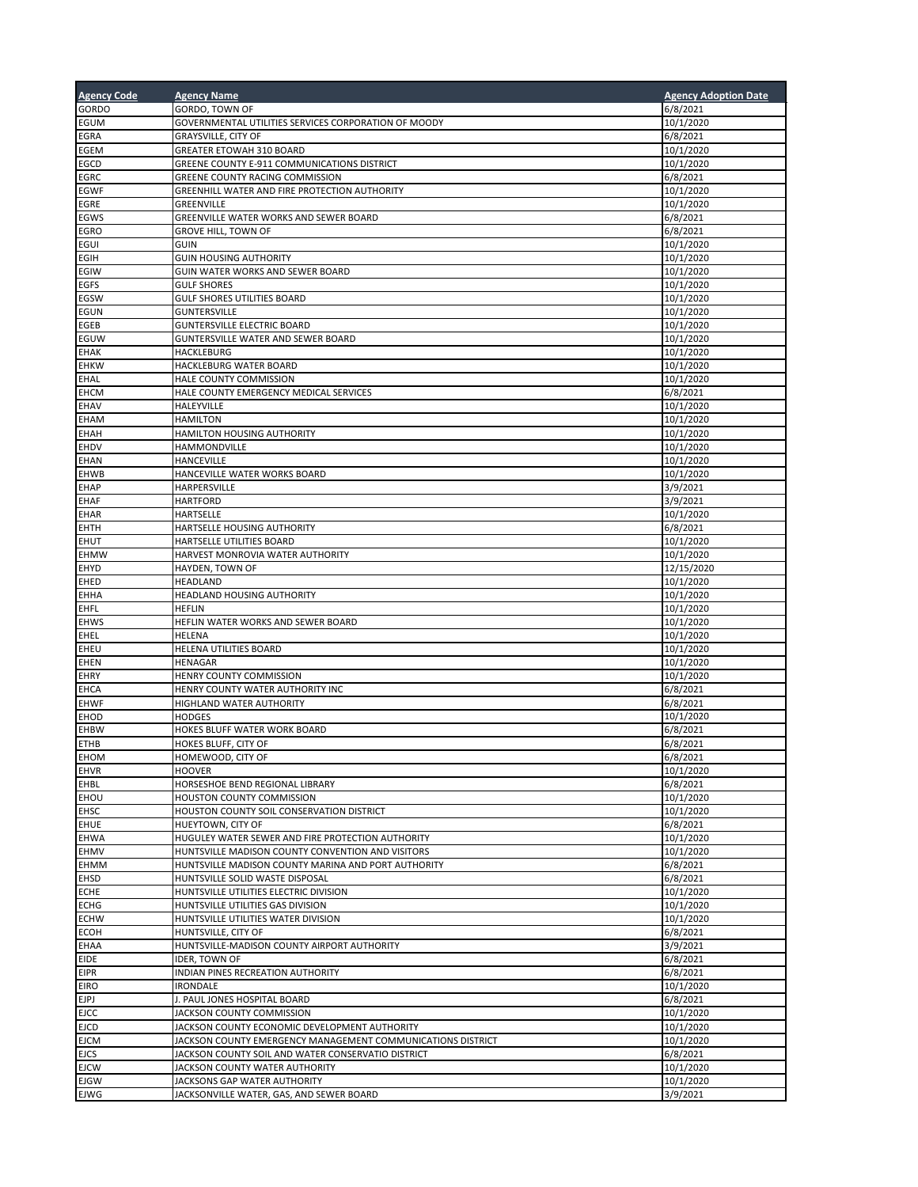| Agency Code | Agency Name | Agency Adoption Date |
| --- | --- | --- |
| GORDO | GORDO, TOWN OF | 6/8/2021 |
| EGUM | GOVERNMENTAL UTILITIES SERVICES CORPORATION OF MOODY | 10/1/2020 |
| EGRA | GRAYSVILLE, CITY OF | 6/8/2021 |
| EGEM | GREATER ETOWAH 310 BOARD | 10/1/2020 |
| EGCD | GREENE COUNTY E-911 COMMUNICATIONS DISTRICT | 10/1/2020 |
| EGRC | GREENE COUNTY RACING COMMISSION | 6/8/2021 |
| EGWF | GREENHILL WATER AND FIRE PROTECTION AUTHORITY | 10/1/2020 |
| EGRE | GREENVILLE | 10/1/2020 |
| EGWS | GREENVILLE WATER WORKS AND SEWER BOARD | 6/8/2021 |
| EGRO | GROVE HILL, TOWN OF | 6/8/2021 |
| EGUI | GUIN | 10/1/2020 |
| EGIH | GUIN HOUSING AUTHORITY | 10/1/2020 |
| EGIW | GUIN WATER WORKS AND SEWER BOARD | 10/1/2020 |
| EGFS | GULF SHORES | 10/1/2020 |
| EGSW | GULF SHORES UTILITIES BOARD | 10/1/2020 |
| EGUN | GUNTERSVILLE | 10/1/2020 |
| EGEB | GUNTERSVILLE ELECTRIC BOARD | 10/1/2020 |
| EGUW | GUNTERSVILLE WATER AND SEWER BOARD | 10/1/2020 |
| EHAK | HACKLEBURG | 10/1/2020 |
| EHKW | HACKLEBURG WATER BOARD | 10/1/2020 |
| EHAL | HALE COUNTY COMMISSION | 10/1/2020 |
| EHCM | HALE COUNTY EMERGENCY MEDICAL SERVICES | 6/8/2021 |
| EHAV | HALEYVILLE | 10/1/2020 |
| EHAM | HAMILTON | 10/1/2020 |
| EHAH | HAMILTON HOUSING AUTHORITY | 10/1/2020 |
| EHDV | HAMMONDVILLE | 10/1/2020 |
| EHAN | HANCEVILLE | 10/1/2020 |
| EHWB | HANCEVILLE WATER WORKS BOARD | 10/1/2020 |
| EHAP | HARPERSVILLE | 3/9/2021 |
| EHAF | HARTFORD | 3/9/2021 |
| EHAR | HARTSELLE | 10/1/2020 |
| EHTH | HARTSELLE HOUSING AUTHORITY | 6/8/2021 |
| EHUT | HARTSELLE UTILITIES BOARD | 10/1/2020 |
| EHMW | HARVEST MONROVIA WATER AUTHORITY | 10/1/2020 |
| EHYD | HAYDEN, TOWN OF | 12/15/2020 |
| EHED | HEADLAND | 10/1/2020 |
| EHHA | HEADLAND HOUSING AUTHORITY | 10/1/2020 |
| EHFL | HEFLIN | 10/1/2020 |
| EHWS | HEFLIN WATER WORKS AND SEWER BOARD | 10/1/2020 |
| EHEL | HELENA | 10/1/2020 |
| EHEU | HELENA UTILITIES BOARD | 10/1/2020 |
| EHEN | HENAGAR | 10/1/2020 |
| EHRY | HENRY COUNTY COMMISSION | 10/1/2020 |
| EHCA | HENRY COUNTY WATER AUTHORITY INC | 6/8/2021 |
| EHWF | HIGHLAND WATER AUTHORITY | 6/8/2021 |
| EHOD | HODGES | 10/1/2020 |
| EHBW | HOKES BLUFF WATER WORK BOARD | 6/8/2021 |
| ETHB | HOKES BLUFF, CITY OF | 6/8/2021 |
| EHOM | HOMEWOOD, CITY OF | 6/8/2021 |
| EHVR | HOOVER | 10/1/2020 |
| EHBL | HORSESHOE BEND REGIONAL LIBRARY | 6/8/2021 |
| EHOU | HOUSTON COUNTY COMMISSION | 10/1/2020 |
| EHSC | HOUSTON COUNTY SOIL CONSERVATION DISTRICT | 10/1/2020 |
| EHUE | HUEYTOWN, CITY OF | 6/8/2021 |
| EHWA | HUGULEY WATER SEWER AND FIRE PROTECTION AUTHORITY | 10/1/2020 |
| EHMV | HUNTSVILLE MADISON COUNTY CONVENTION AND VISITORS | 10/1/2020 |
| EHMM | HUNTSVILLE MADISON COUNTY MARINA AND PORT AUTHORITY | 6/8/2021 |
| EHSD | HUNTSVILLE SOLID WASTE DISPOSAL | 6/8/2021 |
| ECHE | HUNTSVILLE UTILITIES ELECTRIC DIVISION | 10/1/2020 |
| ECHG | HUNTSVILLE UTILITIES GAS DIVISION | 10/1/2020 |
| ECHW | HUNTSVILLE UTILITIES WATER DIVISION | 10/1/2020 |
| ECOH | HUNTSVILLE, CITY OF | 6/8/2021 |
| EHAA | HUNTSVILLE-MADISON COUNTY AIRPORT AUTHORITY | 3/9/2021 |
| EIDE | IDER, TOWN OF | 6/8/2021 |
| EIPR | INDIAN PINES RECREATION AUTHORITY | 6/8/2021 |
| EIRO | IRONDALE | 10/1/2020 |
| EJPJ | J. PAUL JONES HOSPITAL BOARD | 6/8/2021 |
| EJCC | JACKSON COUNTY COMMISSION | 10/1/2020 |
| EJCD | JACKSON COUNTY ECONOMIC DEVELOPMENT AUTHORITY | 10/1/2020 |
| EJCM | JACKSON COUNTY EMERGENCY MANAGEMENT COMMUNICATIONS DISTRICT | 10/1/2020 |
| EJCS | JACKSON COUNTY SOIL AND WATER CONSERVATIO DISTRICT | 6/8/2021 |
| EJCW | JACKSON COUNTY WATER AUTHORITY | 10/1/2020 |
| EJGW | JACKSONS GAP WATER AUTHORITY | 10/1/2020 |
| EJWG | JACKSONVILLE WATER, GAS, AND SEWER BOARD | 3/9/2021 |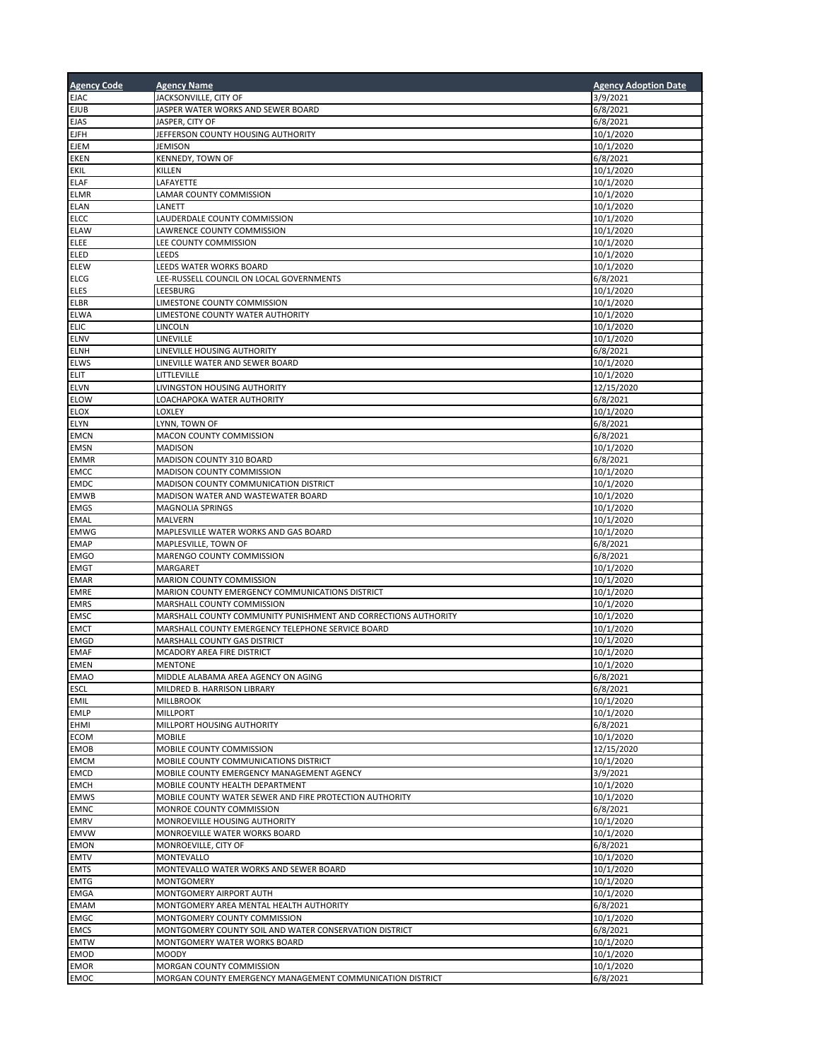| Agency Code | Agency Name | Agency Adoption Date |
|---|---|---|
| EJAC | JACKSONVILLE, CITY OF | 3/9/2021 |
| EJUB | JASPER WATER WORKS AND SEWER BOARD | 6/8/2021 |
| EJAS | JASPER, CITY OF | 6/8/2021 |
| EJFH | JEFFERSON COUNTY HOUSING AUTHORITY | 10/1/2020 |
| EJEM | JEMISON | 10/1/2020 |
| EKEN | KENNEDY, TOWN OF | 6/8/2021 |
| EKIL | KILLEN | 10/1/2020 |
| ELAF | LAFAYETTE | 10/1/2020 |
| ELMR | LAMAR COUNTY COMMISSION | 10/1/2020 |
| ELAN | LANETT | 10/1/2020 |
| ELCC | LAUDERDALE COUNTY COMMISSION | 10/1/2020 |
| ELAW | LAWRENCE COUNTY COMMISSION | 10/1/2020 |
| ELEE | LEE COUNTY COMMISSION | 10/1/2020 |
| ELED | LEEDS | 10/1/2020 |
| ELEW | LEEDS WATER WORKS BOARD | 10/1/2020 |
| ELCG | LEE-RUSSELL COUNCIL ON LOCAL GOVERNMENTS | 6/8/2021 |
| ELES | LEESBURG | 10/1/2020 |
| ELBR | LIMESTONE COUNTY COMMISSION | 10/1/2020 |
| ELWA | LIMESTONE COUNTY WATER AUTHORITY | 10/1/2020 |
| ELIC | LINCOLN | 10/1/2020 |
| ELNV | LINEVILLE | 10/1/2020 |
| ELNH | LINEVILLE HOUSING AUTHORITY | 6/8/2021 |
| ELWS | LINEVILLE WATER AND SEWER BOARD | 10/1/2020 |
| ELIT | LITTLEVILLE | 10/1/2020 |
| ELVN | LIVINGSTON HOUSING AUTHORITY | 12/15/2020 |
| ELOW | LOACHAPOKA WATER AUTHORITY | 6/8/2021 |
| ELOX | LOXLEY | 10/1/2020 |
| ELYN | LYNN, TOWN OF | 6/8/2021 |
| EMCN | MACON COUNTY COMMISSION | 6/8/2021 |
| EMSN | MADISON | 10/1/2020 |
| EMMR | MADISON COUNTY 310 BOARD | 6/8/2021 |
| EMCC | MADISON COUNTY COMMISSION | 10/1/2020 |
| EMDC | MADISON COUNTY COMMUNICATION DISTRICT | 10/1/2020 |
| EMWB | MADISON WATER AND WASTEWATER BOARD | 10/1/2020 |
| EMGS | MAGNOLIA SPRINGS | 10/1/2020 |
| EMAL | MALVERN | 10/1/2020 |
| EMWG | MAPLESVILLE WATER WORKS AND GAS BOARD | 10/1/2020 |
| EMAP | MAPLESVILLE, TOWN OF | 6/8/2021 |
| EMGO | MARENGO COUNTY COMMISSION | 6/8/2021 |
| EMGT | MARGARET | 10/1/2020 |
| EMAR | MARION COUNTY COMMISSION | 10/1/2020 |
| EMRE | MARION COUNTY EMERGENCY COMMUNICATIONS DISTRICT | 10/1/2020 |
| EMRS | MARSHALL COUNTY COMMISSION | 10/1/2020 |
| EMSC | MARSHALL COUNTY COMMUNITY PUNISHMENT AND CORRECTIONS AUTHORITY | 10/1/2020 |
| EMCT | MARSHALL COUNTY EMERGENCY TELEPHONE SERVICE BOARD | 10/1/2020 |
| EMGD | MARSHALL COUNTY GAS DISTRICT | 10/1/2020 |
| EMAF | MCADORY AREA FIRE DISTRICT | 10/1/2020 |
| EMEN | MENTONE | 10/1/2020 |
| EMAO | MIDDLE ALABAMA AREA AGENCY ON AGING | 6/8/2021 |
| ESCL | MILDRED B. HARRISON LIBRARY | 6/8/2021 |
| EMIL | MILLBROOK | 10/1/2020 |
| EMLP | MILLPORT | 10/1/2020 |
| EHMI | MILLPORT HOUSING AUTHORITY | 6/8/2021 |
| ECOM | MOBILE | 10/1/2020 |
| EMOB | MOBILE COUNTY COMMISSION | 12/15/2020 |
| EMCM | MOBILE COUNTY COMMUNICATIONS DISTRICT | 10/1/2020 |
| EMCD | MOBILE COUNTY EMERGENCY MANAGEMENT AGENCY | 3/9/2021 |
| EMCH | MOBILE COUNTY HEALTH DEPARTMENT | 10/1/2020 |
| EMWS | MOBILE COUNTY WATER SEWER AND FIRE PROTECTION AUTHORITY | 10/1/2020 |
| EMNC | MONROE COUNTY COMMISSION | 6/8/2021 |
| EMRV | MONROEVILLE HOUSING AUTHORITY | 10/1/2020 |
| EMVW | MONROEVILLE WATER WORKS BOARD | 10/1/2020 |
| EMON | MONROEVILLE, CITY OF | 6/8/2021 |
| EMTV | MONTEVALLO | 10/1/2020 |
| EMTS | MONTEVALLO WATER WORKS AND SEWER BOARD | 10/1/2020 |
| EMTG | MONTGOMERY | 10/1/2020 |
| EMGA | MONTGOMERY AIRPORT AUTH | 10/1/2020 |
| EMAM | MONTGOMERY AREA MENTAL HEALTH AUTHORITY | 6/8/2021 |
| EMGC | MONTGOMERY COUNTY COMMISSION | 10/1/2020 |
| EMCS | MONTGOMERY COUNTY SOIL AND WATER CONSERVATION DISTRICT | 6/8/2021 |
| EMTW | MONTGOMERY WATER WORKS BOARD | 10/1/2020 |
| EMOD | MOODY | 10/1/2020 |
| EMOR | MORGAN COUNTY COMMISSION | 10/1/2020 |
| EMOC | MORGAN COUNTY EMERGENCY MANAGEMENT COMMUNICATION DISTRICT | 6/8/2021 |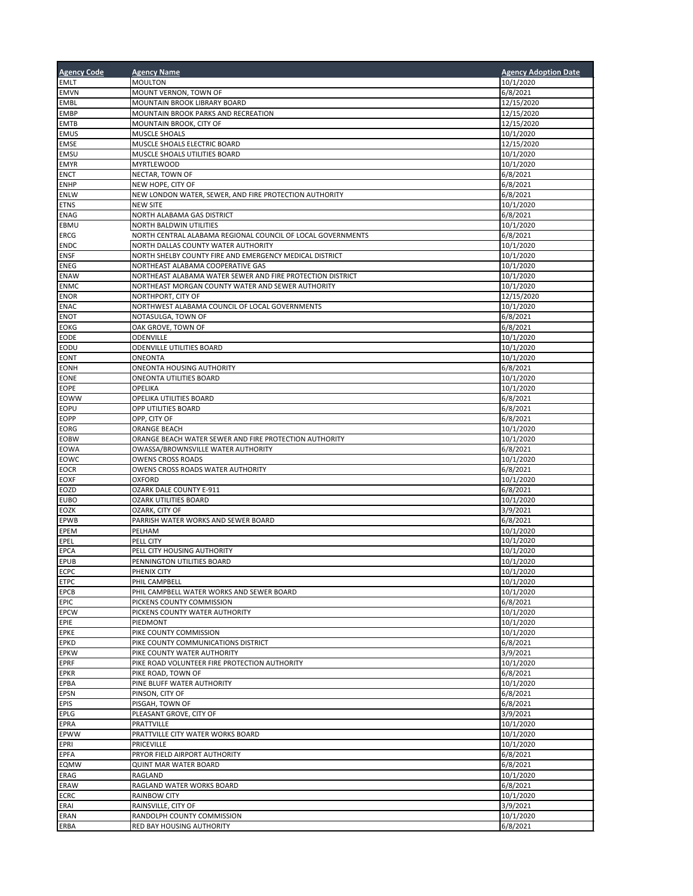| Agency Code | Agency Name | Agency Adoption Date |
|---|---|---|
| EMLT | MOULTON | 10/1/2020 |
| EMVN | MOUNT VERNON, TOWN OF | 6/8/2021 |
| EMBL | MOUNTAIN BROOK LIBRARY BOARD | 12/15/2020 |
| EMBP | MOUNTAIN BROOK PARKS AND RECREATION | 12/15/2020 |
| EMTB | MOUNTAIN BROOK, CITY OF | 12/15/2020 |
| EMUS | MUSCLE SHOALS | 10/1/2020 |
| EMSE | MUSCLE SHOALS ELECTRIC BOARD | 12/15/2020 |
| EMSU | MUSCLE SHOALS UTILITIES BOARD | 10/1/2020 |
| EMYR | MYRTLEWOOD | 10/1/2020 |
| ENCT | NECTAR, TOWN OF | 6/8/2021 |
| ENHP | NEW HOPE, CITY OF | 6/8/2021 |
| ENLW | NEW LONDON WATER, SEWER, AND FIRE PROTECTION AUTHORITY | 6/8/2021 |
| ETNS | NEW SITE | 10/1/2020 |
| ENAG | NORTH ALABAMA GAS DISTRICT | 6/8/2021 |
| EBMU | NORTH BALDWIN UTILITIES | 10/1/2020 |
| ERCG | NORTH CENTRAL ALABAMA REGIONAL COUNCIL OF LOCAL GOVERNMENTS | 6/8/2021 |
| ENDC | NORTH DALLAS COUNTY WATER AUTHORITY | 10/1/2020 |
| ENSF | NORTH SHELBY COUNTY FIRE AND EMERGENCY MEDICAL DISTRICT | 10/1/2020 |
| ENEG | NORTHEAST ALABAMA COOPERATIVE GAS | 10/1/2020 |
| ENAW | NORTHEAST ALABAMA WATER SEWER AND FIRE PROTECTION DISTRICT | 10/1/2020 |
| ENMC | NORTHEAST MORGAN COUNTY WATER AND SEWER AUTHORITY | 10/1/2020 |
| ENOR | NORTHPORT, CITY OF | 12/15/2020 |
| ENAC | NORTHWEST ALABAMA COUNCIL OF LOCAL GOVERNMENTS | 10/1/2020 |
| ENOT | NOTASULGA, TOWN OF | 6/8/2021 |
| EOKG | OAK GROVE, TOWN OF | 6/8/2021 |
| EODE | ODENVILLE | 10/1/2020 |
| EODU | ODENVILLE UTILITIES BOARD | 10/1/2020 |
| EONT | ONEONTA | 10/1/2020 |
| EONH | ONEONTA HOUSING AUTHORITY | 6/8/2021 |
| EONE | ONEONTA UTILITIES BOARD | 10/1/2020 |
| EOPE | OPELIKA | 10/1/2020 |
| EOWW | OPELIKA UTILITIES BOARD | 6/8/2021 |
| EOPU | OPP UTILITIES BOARD | 6/8/2021 |
| EOPP | OPP, CITY OF | 6/8/2021 |
| EORG | ORANGE BEACH | 10/1/2020 |
| EOBW | ORANGE BEACH WATER SEWER AND FIRE PROTECTION AUTHORITY | 10/1/2020 |
| EOWA | OWASSA/BROWNSVILLE WATER AUTHORITY | 6/8/2021 |
| EOWC | OWENS CROSS ROADS | 10/1/2020 |
| EOCR | OWENS CROSS ROADS WATER AUTHORITY | 6/8/2021 |
| EOXF | OXFORD | 10/1/2020 |
| EOZD | OZARK DALE COUNTY E-911 | 6/8/2021 |
| EUBO | OZARK UTILITIES BOARD | 10/1/2020 |
| EOZK | OZARK, CITY OF | 3/9/2021 |
| EPWB | PARRISH WATER WORKS AND SEWER BOARD | 6/8/2021 |
| EPEM | PELHAM | 10/1/2020 |
| EPEL | PELL CITY | 10/1/2020 |
| EPCA | PELL CITY HOUSING AUTHORITY | 10/1/2020 |
| EPUB | PENNINGTON UTILITIES BOARD | 10/1/2020 |
| ECPC | PHENIX CITY | 10/1/2020 |
| ETPC | PHIL CAMPBELL | 10/1/2020 |
| EPCB | PHIL CAMPBELL WATER WORKS AND SEWER BOARD | 10/1/2020 |
| EPIC | PICKENS COUNTY COMMISSION | 6/8/2021 |
| EPCW | PICKENS COUNTY WATER AUTHORITY | 10/1/2020 |
| EPIE | PIEDMONT | 10/1/2020 |
| EPKE | PIKE COUNTY COMMISSION | 10/1/2020 |
| EPKD | PIKE COUNTY COMMUNICATIONS DISTRICT | 6/8/2021 |
| EPKW | PIKE COUNTY WATER AUTHORITY | 3/9/2021 |
| EPRF | PIKE ROAD VOLUNTEER FIRE PROTECTION AUTHORITY | 10/1/2020 |
| EPKR | PIKE ROAD, TOWN OF | 6/8/2021 |
| EPBA | PINE BLUFF WATER AUTHORITY | 10/1/2020 |
| EPSN | PINSON, CITY OF | 6/8/2021 |
| EPIS | PISGAH, TOWN OF | 6/8/2021 |
| EPLG | PLEASANT GROVE, CITY OF | 3/9/2021 |
| EPRA | PRATTVILLE | 10/1/2020 |
| EPWW | PRATTVILLE CITY WATER WORKS BOARD | 10/1/2020 |
| EPRI | PRICEVILLE | 10/1/2020 |
| EPFA | PRYOR FIELD AIRPORT AUTHORITY | 6/8/2021 |
| EQMW | QUINT MAR WATER BOARD | 6/8/2021 |
| ERAG | RAGLAND | 10/1/2020 |
| ERAW | RAGLAND WATER WORKS BOARD | 6/8/2021 |
| ECRC | RAINBOW CITY | 10/1/2020 |
| ERAI | RAINSVILLE, CITY OF | 3/9/2021 |
| ERAN | RANDOLPH COUNTY COMMISSION | 10/1/2020 |
| ERBA | RED BAY HOUSING AUTHORITY | 6/8/2021 |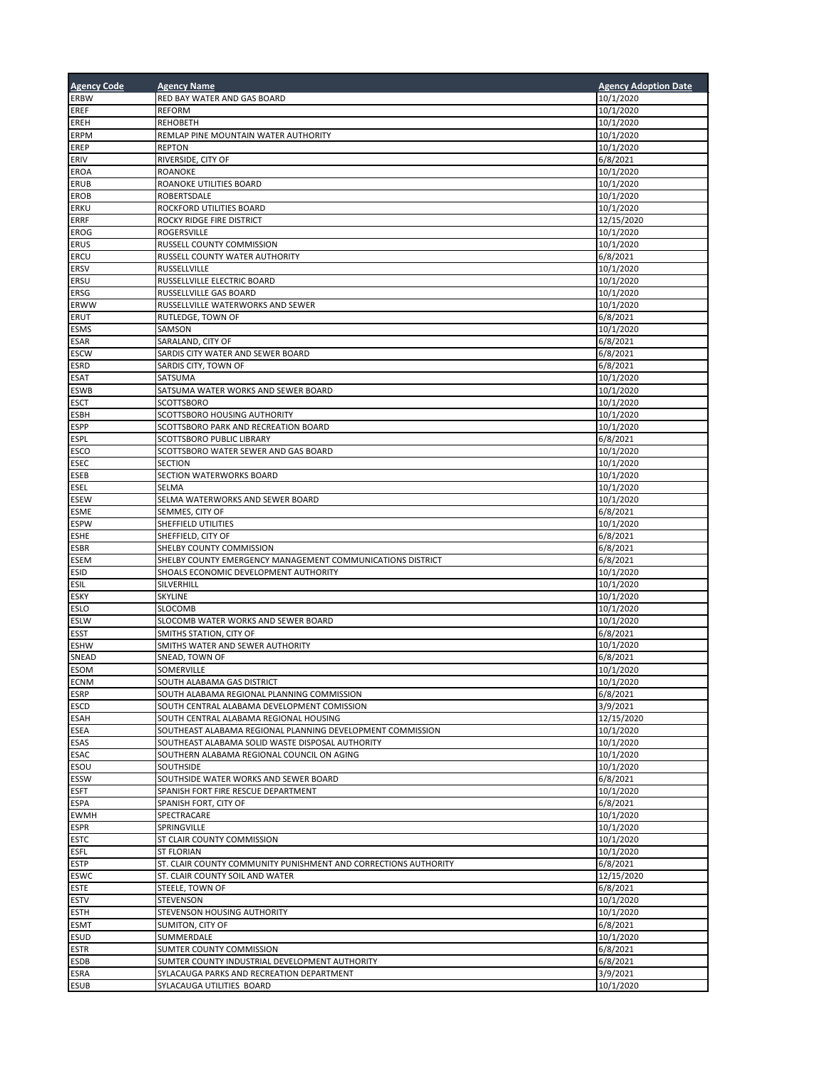| Agency Code | Agency Name | Agency Adoption Date |
| --- | --- | --- |
| ERBW | RED BAY WATER AND GAS BOARD | 10/1/2020 |
| EREF | REFORM | 10/1/2020 |
| EREH | REHOBETH | 10/1/2020 |
| ERPM | REMLAP PINE MOUNTAIN WATER AUTHORITY | 10/1/2020 |
| EREP | REPTON | 10/1/2020 |
| ERIV | RIVERSIDE, CITY OF | 6/8/2021 |
| EROA | ROANOKE | 10/1/2020 |
| ERUB | ROANOKE UTILITIES BOARD | 10/1/2020 |
| EROB | ROBERTSDALE | 10/1/2020 |
| ERKU | ROCKFORD UTILITIES BOARD | 10/1/2020 |
| ERRF | ROCKY RIDGE FIRE DISTRICT | 12/15/2020 |
| EROG | ROGERSVILLE | 10/1/2020 |
| ERUS | RUSSELL COUNTY COMMISSION | 10/1/2020 |
| ERCU | RUSSELL COUNTY WATER AUTHORITY | 6/8/2021 |
| ERSV | RUSSELLVILLE | 10/1/2020 |
| ERSU | RUSSELLVILLE ELECTRIC BOARD | 10/1/2020 |
| ERSG | RUSSELLVILLE GAS BOARD | 10/1/2020 |
| ERWW | RUSSELLVILLE WATERWORKS AND SEWER | 10/1/2020 |
| ERUT | RUTLEDGE, TOWN OF | 6/8/2021 |
| ESMS | SAMSON | 10/1/2020 |
| ESAR | SARALAND, CITY OF | 6/8/2021 |
| ESCW | SARDIS CITY WATER AND SEWER BOARD | 6/8/2021 |
| ESRD | SARDIS CITY, TOWN OF | 6/8/2021 |
| ESAT | SATSUMA | 10/1/2020 |
| ESWB | SATSUMA WATER WORKS AND SEWER BOARD | 10/1/2020 |
| ESCT | SCOTTSBORO | 10/1/2020 |
| ESBH | SCOTTSBORO HOUSING AUTHORITY | 10/1/2020 |
| ESPP | SCOTTSBORO PARK AND RECREATION BOARD | 10/1/2020 |
| ESPL | SCOTTSBORO PUBLIC LIBRARY | 6/8/2021 |
| ESCO | SCOTTSBORO WATER SEWER AND GAS BOARD | 10/1/2020 |
| ESEC | SECTION | 10/1/2020 |
| ESEB | SECTION WATERWORKS BOARD | 10/1/2020 |
| ESEL | SELMA | 10/1/2020 |
| ESEW | SELMA WATERWORKS AND SEWER BOARD | 10/1/2020 |
| ESME | SEMMES, CITY OF | 6/8/2021 |
| ESPW | SHEFFIELD UTILITIES | 10/1/2020 |
| ESHE | SHEFFIELD, CITY OF | 6/8/2021 |
| ESBR | SHELBY COUNTY COMMISSION | 6/8/2021 |
| ESEM | SHELBY COUNTY EMERGENCY MANAGEMENT COMMUNICATIONS DISTRICT | 6/8/2021 |
| ESID | SHOALS ECONOMIC DEVELOPMENT AUTHORITY | 10/1/2020 |
| ESIL | SILVERHILL | 10/1/2020 |
| ESKY | SKYLINE | 10/1/2020 |
| ESLO | SLOCOMB | 10/1/2020 |
| ESLW | SLOCOMB WATER WORKS AND SEWER BOARD | 10/1/2020 |
| ESST | SMITHS STATION, CITY OF | 6/8/2021 |
| ESHW | SMITHS WATER AND SEWER AUTHORITY | 10/1/2020 |
| SNEAD | SNEAD, TOWN OF | 6/8/2021 |
| ESOM | SOMERVILLE | 10/1/2020 |
| ECNM | SOUTH ALABAMA GAS DISTRICT | 10/1/2020 |
| ESRP | SOUTH ALABAMA REGIONAL PLANNING COMMISSION | 6/8/2021 |
| ESCD | SOUTH CENTRAL ALABAMA DEVELOPMENT COMISSION | 3/9/2021 |
| ESAH | SOUTH CENTRAL ALABAMA REGIONAL HOUSING | 12/15/2020 |
| ESEA | SOUTHEAST ALABAMA REGIONAL PLANNING DEVELOPMENT COMMISSION | 10/1/2020 |
| ESAS | SOUTHEAST ALABAMA SOLID WASTE DISPOSAL AUTHORITY | 10/1/2020 |
| ESAC | SOUTHERN ALABAMA REGIONAL COUNCIL ON AGING | 10/1/2020 |
| ESOU | SOUTHSIDE | 10/1/2020 |
| ESSW | SOUTHSIDE WATER WORKS AND SEWER BOARD | 6/8/2021 |
| ESFT | SPANISH FORT FIRE RESCUE DEPARTMENT | 10/1/2020 |
| ESPA | SPANISH FORT, CITY OF | 6/8/2021 |
| EWMH | SPECTRACARE | 10/1/2020 |
| ESPR | SPRINGVILLE | 10/1/2020 |
| ESTC | ST CLAIR COUNTY COMMISSION | 10/1/2020 |
| ESFL | ST FLORIAN | 10/1/2020 |
| ESTP | ST. CLAIR COUNTY COMMUNITY PUNISHMENT AND CORRECTIONS AUTHORITY | 6/8/2021 |
| ESWC | ST. CLAIR COUNTY SOIL AND WATER | 12/15/2020 |
| ESTE | STEELE, TOWN OF | 6/8/2021 |
| ESTV | STEVENSON | 10/1/2020 |
| ESTH | STEVENSON HOUSING AUTHORITY | 10/1/2020 |
| ESMT | SUMITON, CITY OF | 6/8/2021 |
| ESUD | SUMMERDALE | 10/1/2020 |
| ESTR | SUMTER COUNTY COMMISSION | 6/8/2021 |
| ESDB | SUMTER COUNTY INDUSTRIAL DEVELOPMENT AUTHORITY | 6/8/2021 |
| ESRA | SYLACAUGA PARKS AND RECREATION DEPARTMENT | 3/9/2021 |
| ESUB | SYLACAUGA UTILITIES BOARD | 10/1/2020 |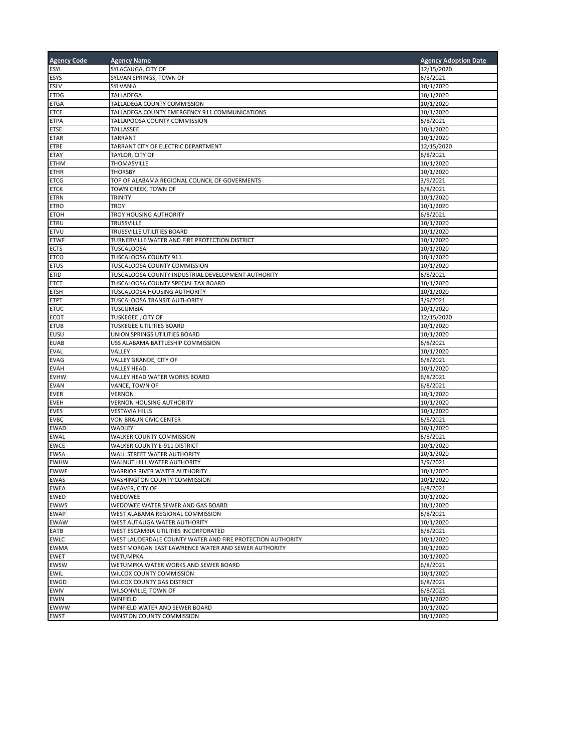| Agency Code | Agency Name | Agency Adoption Date |
|---|---|---|
| ESYL | SYLACAUGA, CITY OF | 12/15/2020 |
| ESYS | SYLVAN SPRINGS, TOWN OF | 6/8/2021 |
| ESLV | SYLVANIA | 10/1/2020 |
| ETDG | TALLADEGA | 10/1/2020 |
| ETGA | TALLADEGA COUNTY COMMISSION | 10/1/2020 |
| ETCE | TALLADEGA COUNTY EMERGENCY 911 COMMUNICATIONS | 10/1/2020 |
| ETPA | TALLAPOOSA COUNTY COMMISSION | 6/8/2021 |
| ETSE | TALLASSEE | 10/1/2020 |
| ETAR | TARRANT | 10/1/2020 |
| ETRE | TARRANT CITY OF ELECTRIC DEPARTMENT | 12/15/2020 |
| ETAY | TAYLOR, CITY OF | 6/8/2021 |
| ETHM | THOMASVILLE | 10/1/2020 |
| ETHR | THORSBY | 10/1/2020 |
| ETCG | TOP OF ALABAMA REGIONAL COUNCIL OF GOVERMENTS | 3/9/2021 |
| ETCK | TOWN CREEK, TOWN OF | 6/8/2021 |
| ETRN | TRINITY | 10/1/2020 |
| ETRO | TROY | 10/1/2020 |
| ETOH | TROY HOUSING AUTHORITY | 6/8/2021 |
| ETRU | TRUSSVILLE | 10/1/2020 |
| ETVU | TRUSSVILLE UTILITIES BOARD | 10/1/2020 |
| ETWF | TURNERVILLE WATER AND FIRE PROTECTION DISTRICT | 10/1/2020 |
| ECTS | TUSCALOOSA | 10/1/2020 |
| ETCO | TUSCALOOSA COUNTY 911 | 10/1/2020 |
| ETUS | TUSCALOOSA COUNTY COMMISSION | 10/1/2020 |
| ETID | TUSCALOOSA COUNTY INDUSTRIAL DEVELOPMENT AUTHORITY | 6/8/2021 |
| ETCT | TUSCALOOSA COUNTY SPECIAL TAX BOARD | 10/1/2020 |
| ETSH | TUSCALOOSA HOUSING AUTHORITY | 10/1/2020 |
| ETPT | TUSCALOOSA TRANSIT AUTHORITY | 3/9/2021 |
| ETUC | TUSCUMBIA | 10/1/2020 |
| ECOT | TUSKEGEE , CITY OF | 12/15/2020 |
| ETUB | TUSKEGEE UTILITIES BOARD | 10/1/2020 |
| EUSU | UNION SPRINGS UTILITIES BOARD | 10/1/2020 |
| EUAB | USS ALABAMA BATTLESHIP COMMISSION | 6/8/2021 |
| EVAL | VALLEY | 10/1/2020 |
| EVAG | VALLEY GRANDE, CITY OF | 6/8/2021 |
| EVAH | VALLEY HEAD | 10/1/2020 |
| EVHW | VALLEY HEAD WATER WORKS BOARD | 6/8/2021 |
| EVAN | VANCE, TOWN OF | 6/8/2021 |
| EVER | VERNON | 10/1/2020 |
| EVEH | VERNON HOUSING AUTHORITY | 10/1/2020 |
| EVES | VESTAVIA HILLS | 10/1/2020 |
| EVBC | VON BRAUN CIVIC CENTER | 6/8/2021 |
| EWAD | WADLEY | 10/1/2020 |
| EWAL | WALKER COUNTY COMMISSION | 6/8/2021 |
| EWCE | WALKER COUNTY E-911 DISTRICT | 10/1/2020 |
| EWSA | WALL STREET WATER AUTHORITY | 10/1/2020 |
| EWHW | WALNUT HILL WATER AUTHORITY | 3/9/2021 |
| EWWF | WARRIOR RIVER WATER AUTHORITY | 10/1/2020 |
| EWAS | WASHINGTON COUNTY COMMISSION | 10/1/2020 |
| EWEA | WEAVER, CITY OF | 6/8/2021 |
| EWED | WEDOWEE | 10/1/2020 |
| EWWS | WEDOWEE WATER SEWER AND GAS BOARD | 10/1/2020 |
| EWAP | WEST ALABAMA REGIONAL COMMISSION | 6/8/2021 |
| EWAW | WEST AUTAUGA WATER AUTHORITY | 10/1/2020 |
| EATB | WEST ESCAMBIA UTILITIES INCORPORATED | 6/8/2021 |
| EWLC | WEST LAUDERDALE COUNTY WATER AND FIRE PROTECTION AUTHORITY | 10/1/2020 |
| EWMA | WEST MORGAN EAST LAWRENCE WATER AND SEWER AUTHORITY | 10/1/2020 |
| EWET | WETUMPKA | 10/1/2020 |
| EWSW | WETUMPKA WATER WORKS AND SEWER BOARD | 6/8/2021 |
| EWIL | WILCOX COUNTY COMMISSION | 10/1/2020 |
| EWGD | WILCOX COUNTY GAS DISTRICT | 6/8/2021 |
| EWIV | WILSONVILLE, TOWN OF | 6/8/2021 |
| EWIN | WINFIELD | 10/1/2020 |
| EWWW | WINFIELD WATER AND SEWER BOARD | 10/1/2020 |
| EWST | WINSTON COUNTY COMMISSION | 10/1/2020 |